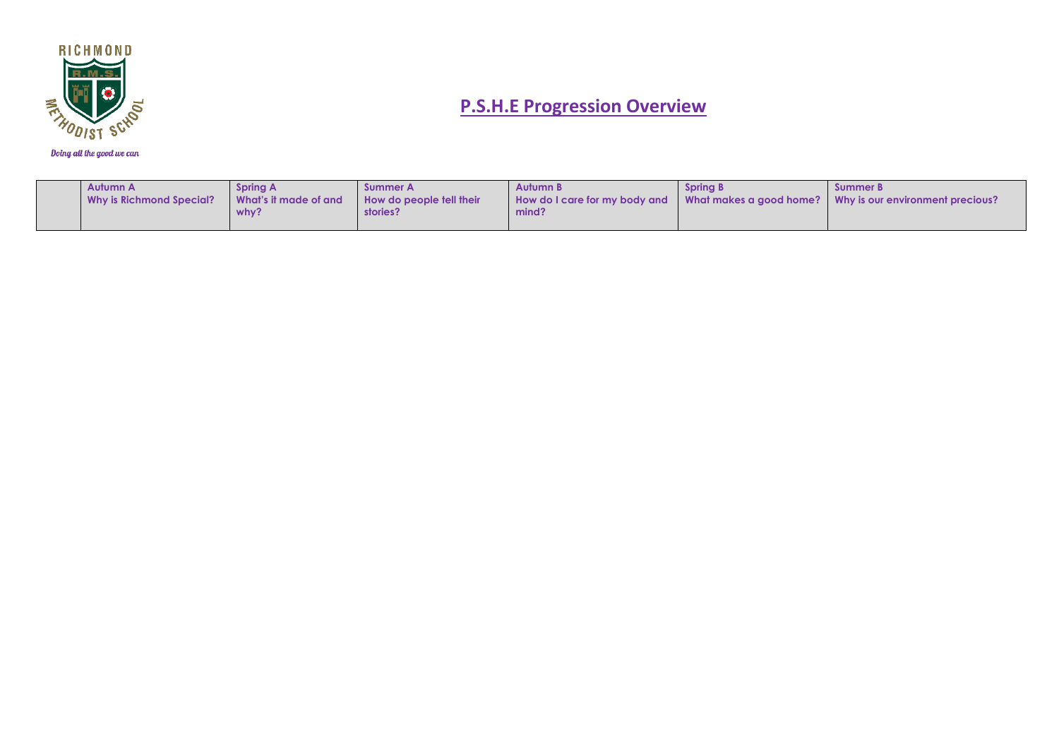RICHMOND METHODIST SCHOOL

Doing all the good we can

# P.S.H.E Progression Overview

| | Autumn A<br>Why is Richmond Special? | Spring A<br>What's it made of and why? | Summer A<br>How do people tell their stories? | Autumn B<br>How do I care for my body and mind? | Spring B<br>What makes a good home? | Summer B<br>Why is our environment precious? |
|---|---|---|---|---|---|---|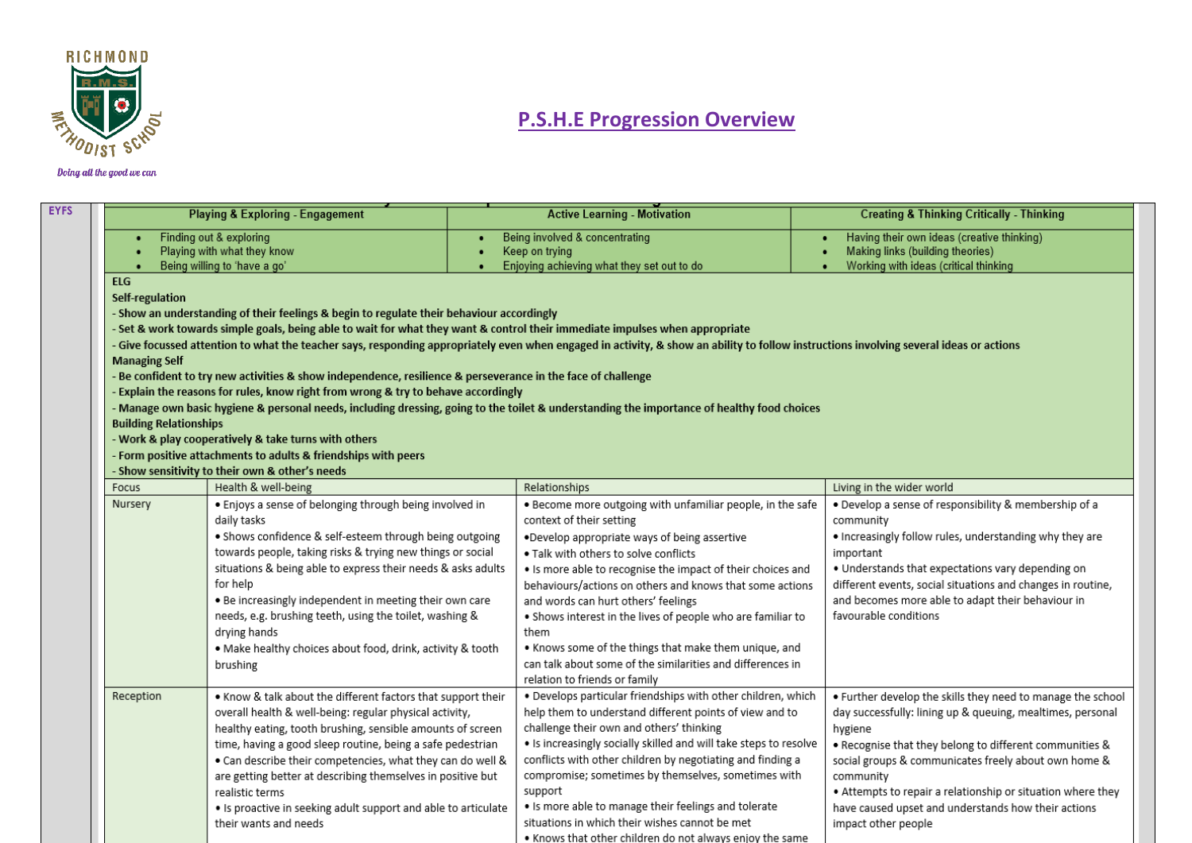RICHMOND R.M.S. METHODIST SCHOOL

*Doing all the good we can*

# P.S.H.E Progression Overview

**EYFS**

| Playing & Exploring - Engagement | Active Learning - Motivation | Creating & Thinking Critically - Thinking |
|---|---|---|
| • Finding out & exploring<br>• Playing with what they know<br>• Being willing to 'have a go' | • Being involved & concentrating<br>• Keep on trying<br>• Enjoying achieving what they set out to do | • Having their own ideas (creative thinking)<br>• Making links (building theories)<br>• Working with ideas (critical thinking |

ELG

**Self-regulation**

**- Show an understanding of their feelings & begin to regulate their behaviour accordingly**

**- Set & work towards simple goals, being able to wait for what they want & control their immediate impulses when appropriate**

**- Give focussed attention to what the teacher says, responding appropriately even when engaged in activity, & show an ability to follow instructions involving several ideas or actions**

**Managing Self**

**- Be confident to try new activities & show independence, resilience & perseverance in the face of challenge**

**- Explain the reasons for rules, know right from wrong & try to behave accordingly**

**- Manage own basic hygiene & personal needs, including dressing, going to the toilet & understanding the importance of healthy food choices**

**Building Relationships**

**- Work & play cooperatively & take turns with others**

**- Form positive attachments to adults & friendships with peers**

**- Show sensitivity to their own & other's needs**

| Focus | Health & well-being | Relationships | Living in the wider world |
|---|---|---|---|
| Nursery | • Enjoys a sense of belonging through being involved in daily tasks<br>• Shows confidence & self-esteem through being outgoing towards people, taking risks & trying new things or social situations & being able to express their needs & asks adults for help<br>• Be increasingly independent in meeting their own care needs, e.g. brushing teeth, using the toilet, washing & drying hands<br>• Make healthy choices about food, drink, activity & tooth brushing | • Become more outgoing with unfamiliar people, in the safe context of their setting<br>•Develop appropriate ways of being assertive<br>• Talk with others to solve conflicts<br>• Is more able to recognise the impact of their choices and behaviours/actions on others and knows that some actions and words can hurt others' feelings<br>• Shows interest in the lives of people who are familiar to them<br>• Knows some of the things that make them unique, and can talk about some of the similarities and differences in relation to friends or family | • Develop a sense of responsibility & membership of a community<br>• Increasingly follow rules, understanding why they are important<br>• Understands that expectations vary depending on different events, social situations and changes in routine, and becomes more able to adapt their behaviour in favourable conditions |
| Reception | • Know & talk about the different factors that support their overall health & well-being: regular physical activity, healthy eating, tooth brushing, sensible amounts of screen time, having a good sleep routine, being a safe pedestrian<br>• Can describe their competencies, what they can do well & are getting better at describing themselves in positive but realistic terms<br>• Is proactive in seeking adult support and able to articulate their wants and needs | • Develops particular friendships with other children, which help them to understand different points of view and to challenge their own and others' thinking<br>• Is increasingly socially skilled and will take steps to resolve conflicts with other children by negotiating and finding a compromise; sometimes by themselves, sometimes with support<br>• Is more able to manage their feelings and tolerate situations in which their wishes cannot be met<br>• Knows that other children do not always enjoy the same | • Further develop the skills they need to manage the school day successfully: lining up & queuing, mealtimes, personal hygiene<br>• Recognise that they belong to different communities & social groups & communicates freely about own home & community<br>• Attempts to repair a relationship or situation where they have caused upset and understands how their actions impact other people |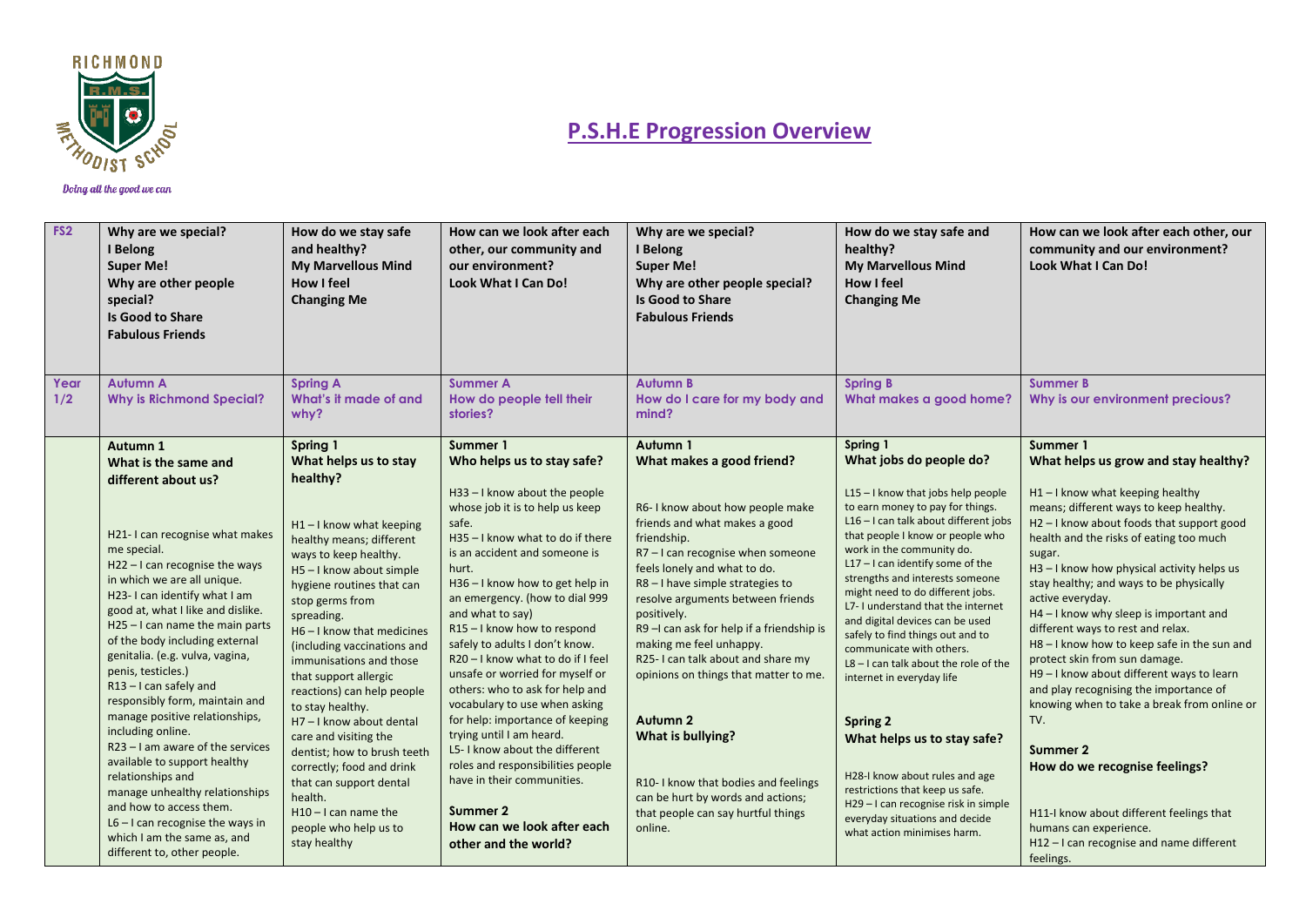# P.S.H.E Progression Overview

Richmond Methodist School — Doing all the good we can

| FS2 | Why are we special?<br>I Belong<br>Super Me!<br>Why are other people special?<br>Is Good to Share<br>Fabulous Friends | How do we stay safe and healthy?<br>My Marvellous Mind<br>How I feel<br>Changing Me | How can we look after each other, our community and our environment?<br>Look What I Can Do! | Why are we special?<br>I Belong<br>Super Me!<br>Why are other people special?<br>Is Good to Share<br>Fabulous Friends | How do we stay safe and healthy?<br>My Marvellous Mind<br>How I feel<br>Changing Me | How can we look after each other, our community and our environment?<br>Look What I Can Do! |
|---|---|---|---|---|---|---|
| **Year 1/2** | **Autumn A**<br>**Why is Richmond Special?** | **Spring A**<br>**What's it made of and why?** | **Summer A**<br>**How do people tell their stories?** | **Autumn B**<br>**How do I care for my body and mind?** | **Spring B**<br>**What makes a good home?** | **Summer B**<br>**Why is our environment precious?** |
| | **Autumn 1**<br>**What is the same and different about us?**<br><br>H21- I can recognise what makes me special.<br>H22 – I can recognise the ways in which we are all unique.<br>H23- I can identify what I am good at, what I like and dislike.<br>H25 – I can name the main parts of the body including external genitalia. (e.g. vulva, vagina, penis, testicles.)<br>R13 – I can safely and responsibly form, maintain and manage positive relationships, including online.<br>R23 – I am aware of the services available to support healthy relationships and manage unhealthy relationships and how to access them.<br>L6 – I can recognise the ways in which I am the same as, and different to, other people. | **Spring 1**<br>**What helps us to stay healthy?**<br><br>H1 – I know what keeping healthy means; different ways to keep healthy.<br>H5 – I know about simple hygiene routines that can stop germs from spreading.<br>H6 – I know that medicines (including vaccinations and immunisations and those that support allergic reactions) can help people to stay healthy.<br>H7 – I know about dental care and visiting the dentist; how to brush teeth correctly; food and drink that can support dental health.<br>H10 – I can name the people who help us to stay healthy | **Summer 1**<br>**Who helps us to stay safe?**<br><br>H33 – I know about the people whose job it is to help us keep safe.<br>H35 – I know what to do if there is an accident and someone is hurt.<br>H36 – I know how to get help in an emergency. (how to dial 999 and what to say)<br>R15 – I know how to respond safely to adults I don't know.<br>R20 – I know what to do if I feel unsafe or worried for myself or others: who to ask for help and vocabulary to use when asking for help: importance of keeping trying until I am heard.<br>L5- I know about the different roles and responsibilities people have in their communities.<br><br>**Summer 2**<br>**How can we look after each other and the world?** | **Autumn 1**<br>**What makes a good friend?**<br><br>R6- I know about how people make friends and what makes a good friendship.<br>R7 – I can recognise when someone feels lonely and what to do.<br>R8 – I have simple strategies to resolve arguments between friends positively.<br>R9 –I can ask for help if a friendship is making me feel unhappy.<br>R25- I can talk about and share my opinions on things that matter to me.<br><br>**Autumn 2**<br>**What is bullying?**<br><br>R10- I know that bodies and feelings can be hurt by words and actions; that people can say hurtful things online. | **Spring 1**<br>**What jobs do people do?**<br><br>L15 – I know that jobs help people to earn money to pay for things.<br>L16 – I can talk about different jobs that people I know or people who work in the community do.<br>L17 – I can identify some of the strengths and interests someone might need to do different jobs.<br>L7- I understand that the internet and digital devices can be used safely to find things out and to communicate with others.<br>L8 – I can talk about the role of the internet in everyday life<br><br>**Spring 2**<br>**What helps us to stay safe?**<br><br>H28-I know about rules and age restrictions that keep us safe.<br>H29 – I can recognise risk in simple everyday situations and decide what action minimises harm. | **Summer 1**<br>**What helps us grow and stay healthy?**<br><br>H1 – I know what keeping healthy means; different ways to keep healthy.<br>H2 – I know about foods that support good health and the risks of eating too much sugar.<br>H3 – I know how physical activity helps us stay healthy; and ways to be physically active everyday.<br>H4 – I know why sleep is important and different ways to rest and relax.<br>H8 – I know how to keep safe in the sun and protect skin from sun damage.<br>H9 – I know about different ways to learn and play recognising the importance of knowing when to take a break from online or TV.<br><br>**Summer 2**<br>**How do we recognise feelings?**<br><br>H11-I know about different feelings that humans can experience.<br>H12 – I can recognise and name different feelings. |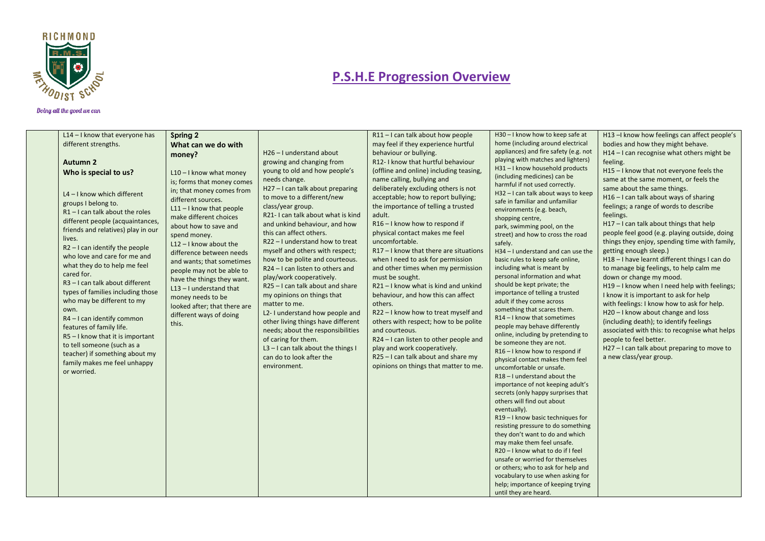# P.S.H.E Progression Overview

| | | | | | | |
|---|---|---|---|---|---|---|
| | L14 – I know that everyone has different strengths.<br><br>**Autumn 2**<br>**Who is special to us?**<br><br>L4 – I know which different groups I belong to.<br>R1 – I can talk about the roles different people (acquaintances, friends and relatives) play in our lives.<br>R2 – I can identify the people who love and care for me and what they do to help me feel cared for.<br>R3 – I can talk about different types of families including those who may be different to my own.<br>R4 – I can identify common features of family life.<br>R5 – I know that it is important to tell someone (such as a teacher) if something about my family makes me feel unhappy or worried. | **Spring 2**<br>**What can we do with money?**<br><br>L10 – I know what money is; forms that money comes in; that money comes from different sources.<br>L11 – I know that people make different choices about how to save and spend money.<br>L12 – I know about the difference between needs and wants; that sometimes people may not be able to have the things they want.<br>L13 – I understand that money needs to be looked after; that there are different ways of doing this. | H26 – I understand about growing and changing from young to old and how people's needs change.<br>H27 – I can talk about preparing to move to a different/new class/year group.<br>R21- I can talk about what is kind and unkind behaviour, and how this can affect others.<br>R22 – I understand how to treat myself and others with respect; how to be polite and courteous.<br>R24 – I can listen to others and play/work cooperatively.<br>R25 – I can talk about and share my opinions on things that matter to me.<br>L2- I understand how people and other living things have different needs; about the responsibilities of caring for them.<br>L3 – I can talk about the things I can do to look after the environment. | R11 – I can talk about how people may feel if they experience hurtful behaviour or bullying.<br>R12- I know that hurtful behaviour (offline and online) including teasing, name calling, bullying and deliberately excluding others is not acceptable; how to report bullying; the importance of telling a trusted adult.<br>R16 – I know how to respond if physical contact makes me feel uncomfortable.<br>R17 – I know that there are situations when I need to ask for permission and other times when my permission must be sought.<br>R21 – I know what is kind and unkind behaviour, and how this can affect others.<br>R22 – I know how to treat myself and others with respect; how to be polite and courteous.<br>R24 – I can listen to other people and play and work cooperatively.<br>R25 – I can talk about and share my opinions on things that matter to me. | H30 – I know how to keep safe at home (including around electrical appliances) and fire safety (e.g. not playing with matches and lighters)<br>H31 – I know household products (including medicines) can be harmful if not used correctly.<br>H32 – I can talk about ways to keep safe in familiar and unfamiliar environments (e.g. beach, shopping centre, park, swimming pool, on the street) and how to cross the road safely.<br>H34 – I understand and can use the basic rules to keep safe online, including what is meant by personal information and what should be kept private; the importance of telling a trusted adult if they come across something that scares them.<br>R14 – I know that sometimes people may behave differently online, including by pretending to be someone they are not.<br>R16 – I know how to respond if physical contact makes them feel uncomfortable or unsafe.<br>R18 – I understand about the importance of not keeping adult's secrets (only happy surprises that others will find out about eventually).<br>R19 – I know basic techniques for resisting pressure to do something they don't want to do and which may make them feel unsafe.<br>R20 – I know what to do if I feel unsafe or worried for themselves or others; who to ask for help and vocabulary to use when asking for help; importance of keeping trying until they are heard. | H13 –I know how feelings can affect people's bodies and how they might behave.<br>H14 – I can recognise what others might be feeling.<br>H15 – I know that not everyone feels the same at the same moment, or feels the same about the same things.<br>H16 – I can talk about ways of sharing feelings; a range of words to describe feelings.<br>H17 – I can talk about things that help people feel good (e.g. playing outside, doing things they enjoy, spending time with family, getting enough sleep.)<br>H18 – I have learnt different things I can do to manage big feelings, to help calm me down or change my mood.<br>H19 – I know when I need help with feelings; I know it is important to ask for help with feelings: I know how to ask for help.<br>H20 – I know about change and loss (including death); to identify feelings associated with this: to recognise what helps people to feel better.<br>H27 – I can talk about preparing to move to a new class/year group. |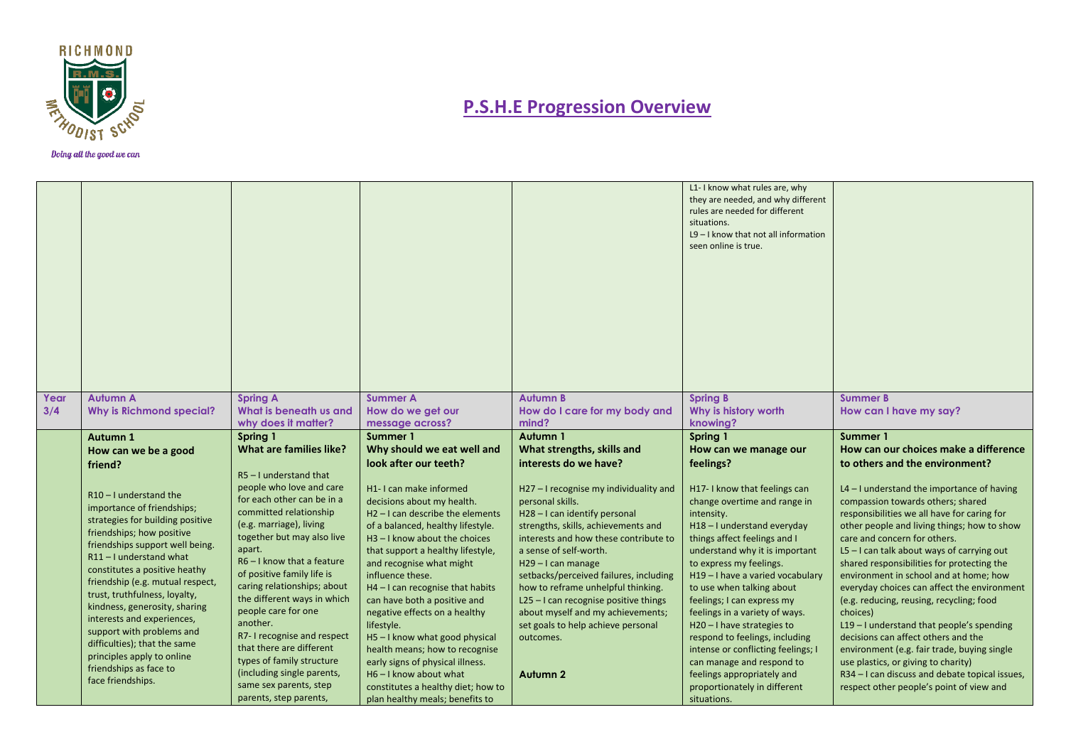RICHMOND

R.M.S.

METHODIST SCHOOL

Doing all the good we can

# P.S.H.E Progression Overview

| | | | | | | |
|---|---|---|---|---|---|---|
| | | | | | L1- I know what rules are, why they are needed, and why different rules are needed for different situations.<br>L9 – I know that not all information seen online is true. | |
| **Year 3/4** | **Autumn A**<br>**Why is Richmond special?** | **Spring A**<br>**What is beneath us and why does it matter?** | **Summer A**<br>**How do we get our message across?** | **Autumn B**<br>**How do I care for my body and mind?** | **Spring B**<br>**Why is history worth knowing?** | **Summer B**<br>**How can I have my say?** |
| | **Autumn 1**<br>**How can we be a good friend?**<br><br>R10 – I understand the importance of friendships; strategies for building positive friendships; how positive friendships support well being.<br>R11 – I understand what constitutes a positive heathy friendship (e.g. mutual respect, trust, truthfulness, loyalty, kindness, generosity, sharing interests and experiences, support with problems and difficulties); that the same principles apply to online friendships as face to face friendships. | **Spring 1**<br>**What are families like?**<br><br>R5 – I understand that people who love and care for each other can be in a committed relationship (e.g. marriage), living together but may also live apart.<br>R6 – I know that a feature of positive family life is caring relationships; about the different ways in which people care for one another.<br>R7- I recognise and respect that there are different types of family structure (including single parents, same sex parents, step parents, step parents, | **Summer 1**<br>**Why should we eat well and look after our teeth?**<br><br>H1- I can make informed decisions about my health.<br>H2 – I can describe the elements of a balanced, healthy lifestyle.<br>H3 – I know about the choices that support a healthy lifestyle, and recognise what might influence these.<br>H4 – I can recognise that habits can have both a positive and negative effects on a healthy lifestyle.<br>H5 – I know what good physical health means; how to recognise early signs of physical illness.<br>H6 – I know about what constitutes a healthy diet; how to plan healthy meals; benefits to | **Autumn 1**<br>**What strengths, skills and interests do we have?**<br><br>H27 – I recognise my individuality and personal skills.<br>H28 – I can identify personal strengths, skills, achievements and interests and how these contribute to a sense of self-worth.<br>H29 – I can manage setbacks/perceived failures, including how to reframe unhelpful thinking.<br>L25 – I can recognise positive things about myself and my achievements; set goals to help achieve personal outcomes.<br><br>**Autumn 2** | **Spring 1**<br>**How can we manage our feelings?**<br><br>H17- I know that feelings can change overtime and range in intensity.<br>H18 – I understand everyday things affect feelings and I understand why it is important to express my feelings.<br>H19 – I have a varied vocabulary to use when talking about feelings; I can express my feelings in a variety of ways.<br>H20 – I have strategies to respond to feelings, including intense or conflicting feelings; I can manage and respond to feelings appropriately and proportionately in different situations. | **Summer 1**<br>**How can our choices make a difference to others and the environment?**<br><br>L4 – I understand the importance of having compassion towards others; shared responsibilities we all have for caring for other people and living things; how to show care and concern for others.<br>L5 – I can talk about ways of carrying out shared responsibilities for protecting the environment in school and at home; how everyday choices can affect the environment (e.g. reducing, reusing, recycling; food choices)<br>L19 – I understand that people's spending decisions can affect others and the environment (e.g. fair trade, buying single use plastics, or giving to charity)<br>R34 – I can discuss and debate topical issues, respect other people's point of view and |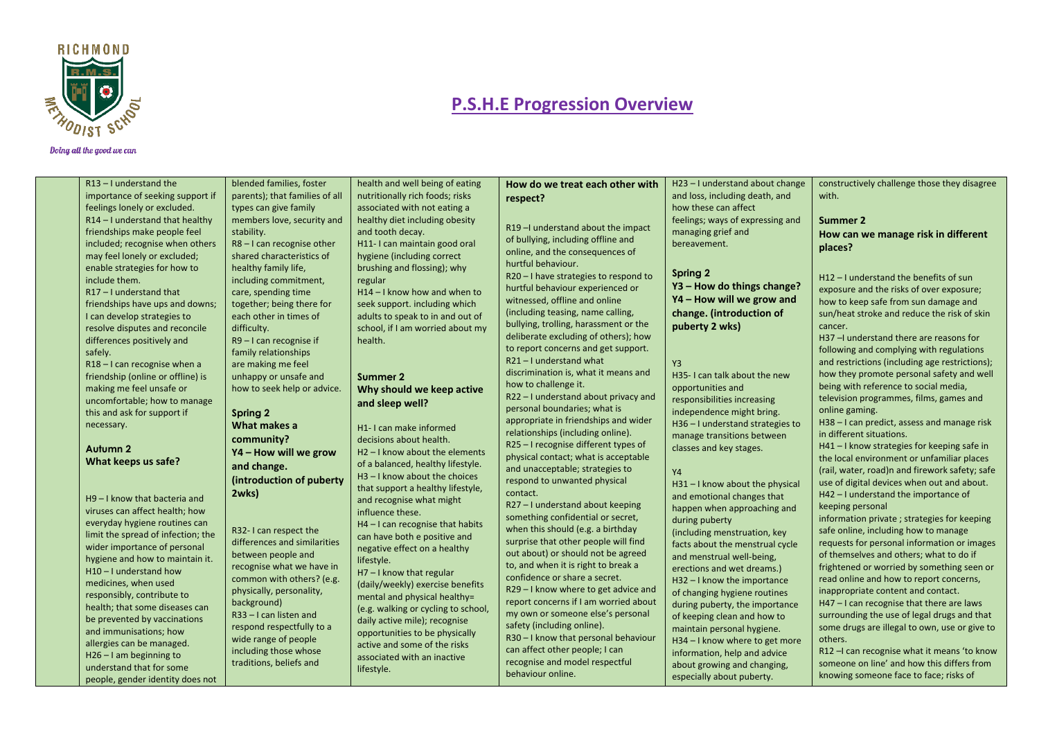# P.S.H.E Progression Overview

| | | | | | | |
|---|---|---|---|---|---|---|
| | R13 – I understand the importance of seeking support if feelings lonely or excluded.<br>R14 – I understand that healthy friendships make people feel included; recognise when others may feel lonely or excluded; enable strategies for how to include them.<br>R17 – I understand that friendships have ups and downs; I can develop strategies to resolve disputes and reconcile differences positively and safely.<br>R18 – I can recognise when a friendship (online or offline) is making me feel unsafe or uncomfortable; how to manage this and ask for support if necessary.<br><br>**Autumn 2**<br>**What keeps us safe?**<br><br>H9 – I know that bacteria and viruses can affect health; how everyday hygiene routines can limit the spread of infection; the wider importance of personal hygiene and how to maintain it.<br>H10 – I understand how medicines, when used responsibly, contribute to health; that some diseases can be prevented by vaccinations and immunisations; how allergies can be managed.<br>H26 – I am beginning to understand that for some people, gender identity does not | blended families, foster parents); that families of all types can give family members love, security and stability.<br>R8 – I can recognise other shared characteristics of healthy family life, including commitment, care, spending time together; being there for each other in times of difficulty.<br>R9 – I can recognise if family relationships are making me feel unhappy or unsafe and how to seek help or advice.<br><br>**Spring 2**<br>**What makes a community?**<br>**Y4 – How will we grow and change.**<br>**(introduction of puberty 2wks)**<br><br>R32- I can respect the differences and similarities between people and recognise what we have in common with others? (e.g. physically, personality, background)<br>R33 – I can listen and respond respectfully to a wide range of people including those whose traditions, beliefs and | health and well being of eating nutritionally rich foods; risks associated with not eating a healthy diet including obesity and tooth decay.<br>H11- I can maintain good oral hygiene (including correct brushing and flossing); why regular<br>H14 – I know how and when to seek support. including which adults to speak to in and out of school, if I am worried about my health.<br><br>**Summer 2**<br>**Why should we keep active and sleep well?**<br><br>H1- I can make informed decisions about health.<br>H2 – I know about the elements of a balanced, healthy lifestyle.<br>H3 – I know about the choices that support a healthy lifestyle, and recognise what might influence these.<br>H4 – I can recognise that habits can have both e positive and negative effect on a healthy lifestyle.<br>H7 – I know that regular (daily/weekly) exercise benefits mental and physical healthy= (e.g. walking or cycling to school, daily active mile); recognise opportunities to be physically active and some of the risks associated with an inactive lifestyle. | **How do we treat each other with respect?**<br><br>R19 –I understand about the impact of bullying, including offline and online, and the consequences of hurtful behaviour.<br>R20 – I have strategies to respond to hurtful behaviour experienced or witnessed, offline and online (including teasing, name calling, bullying, trolling, harassment or the deliberate excluding of others); how to report concerns and get support.<br>R21 – I understand what discrimination is, what it means and how to challenge it.<br>R22 – I understand about privacy and personal boundaries; what is appropriate in friendships and wider relationships (including online).<br>R25 – I recognise different types of physical contact; what is acceptable and unacceptable; strategies to respond to unwanted physical contact.<br>R27 – I understand about keeping something confidential or secret, when this should (e.g. a birthday surprise that other people will find out about) or should not be agreed to, and when it is right to break a confidence or share a secret.<br>R29 – I know where to get advice and report concerns if I am worried about my own or someone else's personal safety (including online).<br>R30 – I know that personal behaviour can affect other people; I can recognise and model respectful behaviour online. | H23 – I understand about change and loss, including death, and how these can affect feelings; ways of expressing and managing grief and bereavement.<br><br>**Spring 2**<br>**Y3 – How do things change?**<br>**Y4 – How will we grow and change. (introduction of puberty 2 wks)**<br><br>Y3<br>H35- I can talk about the new opportunities and responsibilities increasing independence might bring.<br>H36 – I understand strategies to manage transitions between classes and key stages.<br><br>Y4<br>H31 – I know about the physical and emotional changes that happen when approaching and during puberty (including menstruation, key facts about the menstrual cycle and menstrual well-being, erections and wet dreams.)<br>H32 – I know the importance of changing hygiene routines during puberty, the importance of keeping clean and how to maintain personal hygiene.<br>H34 – I know where to get more information, help and advice about growing and changing, especially about puberty. | constructively challenge those they disagree with.<br><br>**Summer 2**<br>**How can we manage risk in different places?**<br><br>H12 – I understand the benefits of sun exposure and the risks of over exposure; how to keep safe from sun damage and sun/heat stroke and reduce the risk of skin cancer.<br>H37 –I understand there are reasons for following and complying with regulations and restrictions (including age restrictions); how they promote personal safety and well being with reference to social media, television programmes, films, games and online gaming.<br>H38 – I can predict, assess and manage risk in different situations.<br>H41 – I know strategies for keeping safe in the local environment or unfamiliar places (rail, water, road)n and firework safety; safe use of digital devices when out and about.<br>H42 – I understand the importance of keeping personal information private ; strategies for keeping safe online, including how to manage requests for personal information or images of themselves and others; what to do if frightened or worried by something seen or read online and how to report concerns, inappropriate content and contact.<br>H47 – I can recognise that there are laws surrounding the use of legal drugs and that some drugs are illegal to own, use or give to others.<br>R12 –I can recognise what it means 'to know someone on line' and how this differs from knowing someone face to face; risks of |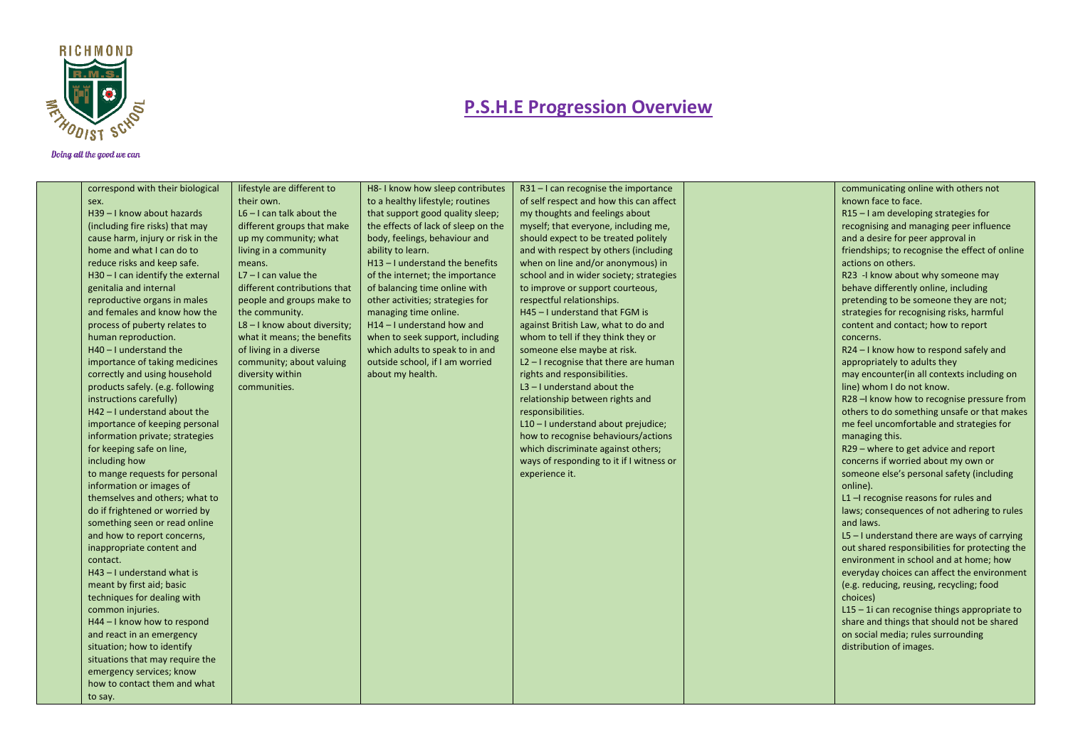# P.S.H.E Progression Overview

| | | | | | | |
|---|---|---|---|---|---|---|
| | correspond with their biological sex.<br>H39 – I know about hazards (including fire risks) that may cause harm, injury or risk in the home and what I can do to reduce risks and keep safe.<br>H30 – I can identify the external genitalia and internal reproductive organs in males and females and know how the process of puberty relates to human reproduction.<br>H40 – I understand the importance of taking medicines correctly and using household products safely. (e.g. following instructions carefully)<br>H42 – I understand about the importance of keeping personal information private; strategies for keeping safe on line, including how to mange requests for personal information or images of themselves and others; what to do if frightened or worried by something seen or read online and how to report concerns, inappropriate content and contact.<br>H43 – I understand what is meant by first aid; basic techniques for dealing with common injuries.<br>H44 – I know how to respond and react in an emergency situation; how to identify situations that may require the emergency services; know how to contact them and what to say. | lifestyle are different to their own.<br>L6 – I can talk about the different groups that make up my community; what living in a community means.<br>L7 – I can value the different contributions that people and groups make to the community.<br>L8 – I know about diversity; what it means; the benefits of living in a diverse community; about valuing diversity within communities. | H8- I know how sleep contributes to a healthy lifestyle; routines that support good quality sleep; the effects of lack of sleep on the body, feelings, behaviour and ability to learn.<br>H13 – I understand the benefits of the internet; the importance of balancing time online with other activities; strategies for managing time online.<br>H14 – I understand how and when to seek support, including which adults to speak to in and outside school, if I am worried about my health. | R31 – I can recognise the importance of self respect and how this can affect my thoughts and feelings about myself; that everyone, including me, should expect to be treated politely and with respect by others (including when on line and/or anonymous) in school and in wider society; strategies to improve or support courteous, respectful relationships.<br>H45 – I understand that FGM is against British Law, what to do and whom to tell if they think they or someone else maybe at risk.<br>L2 – I recognise that there are human rights and responsibilities.<br>L3 – I understand about the relationship between rights and responsibilities.<br>L10 – I understand about prejudice; how to recognise behaviours/actions which discriminate against others; ways of responding to it if I witness or experience it. | | communicating online with others not known face to face.<br>R15 – I am developing strategies for recognising and managing peer influence and a desire for peer approval in friendships; to recognise the effect of online actions on others.<br>R23 -I know about why someone may behave differently online, including pretending to be someone they are not; strategies for recognising risks, harmful content and contact; how to report concerns.<br>R24 – I know how to respond safely and appropriately to adults they may encounter(in all contexts including on line) whom I do not know.<br>R28 –I know how to recognise pressure from others to do something unsafe or that makes me feel uncomfortable and strategies for managing this.<br>R29 – where to get advice and report concerns if worried about my own or someone else's personal safety (including online).<br>L1 –I recognise reasons for rules and laws; consequences of not adhering to rules and laws.<br>L5 – I understand there are ways of carrying out shared responsibilities for protecting the environment in school and at home; how everyday choices can affect the environment (e.g. reducing, reusing, recycling; food choices)<br>L15 – 1i can recognise things appropriate to share and things that should not be shared on social media; rules surrounding distribution of images. |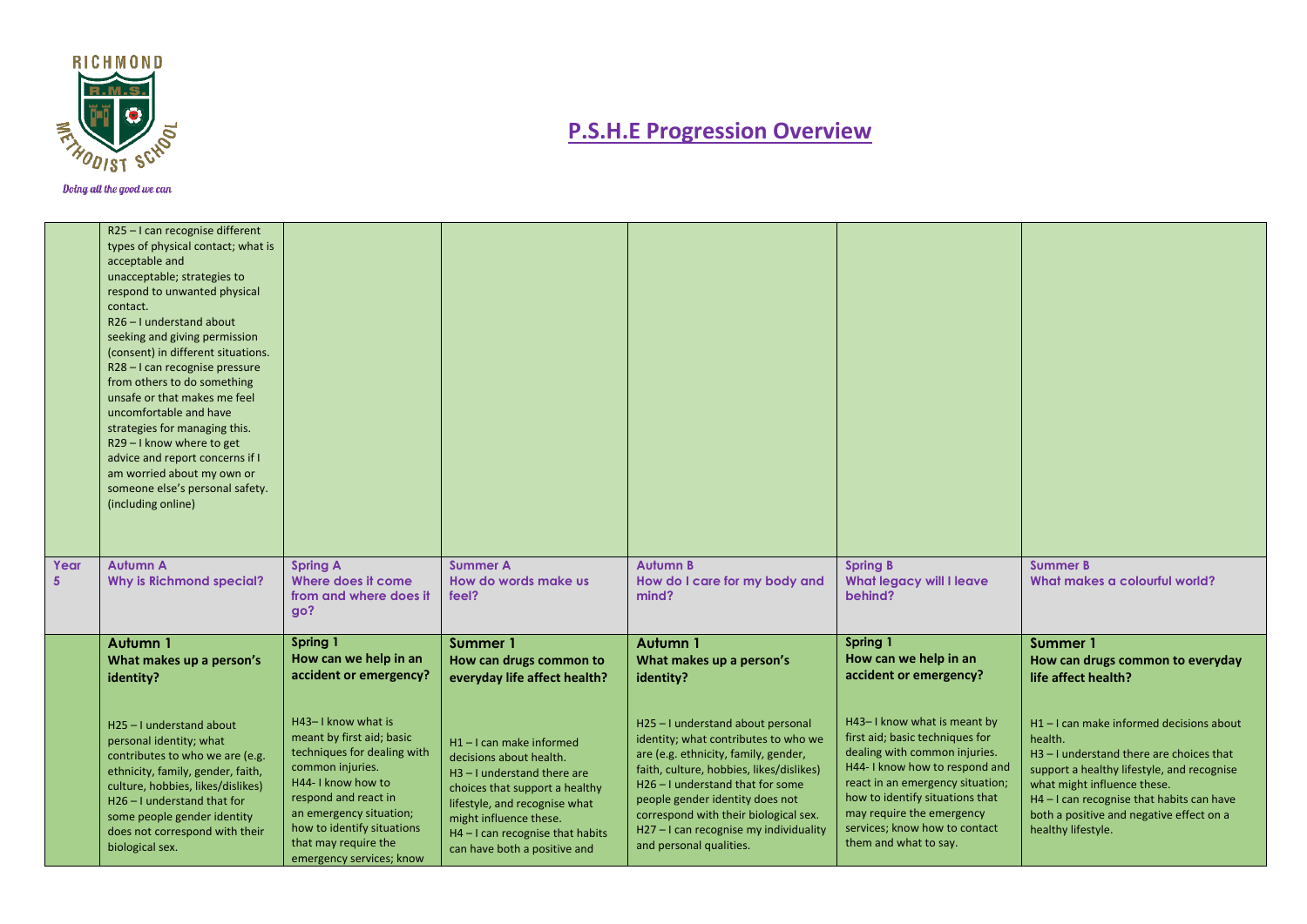# P.S.H.E Progression Overview

| | | | | | | |
|---|---|---|---|---|---|---|
| | R25 – I can recognise different types of physical contact; what is acceptable and unacceptable; strategies to respond to unwanted physical contact.<br>R26 – I understand about seeking and giving permission (consent) in different situations.<br>R28 – I can recognise pressure from others to do something unsafe or that makes me feel uncomfortable and have strategies for managing this.<br>R29 – I know where to get advice and report concerns if I am worried about my own or someone else's personal safety. (including online) | | | | | |
| **Year 5** | **Autumn A**<br>**Why is Richmond special?** | **Spring A**<br>**Where does it come from and where does it go?** | **Summer A**<br>**How do words make us feel?** | **Autumn B**<br>**How do I care for my body and mind?** | **Spring B**<br>**What legacy will I leave behind?** | **Summer B**<br>**What makes a colourful world?** |
| | **Autumn 1**<br>**What makes up a person's identity?**<br><br>H25 – I understand about personal identity; what contributes to who we are (e.g. ethnicity, family, gender, faith, culture, hobbies, likes/dislikes)<br>H26 – I understand that for some people gender identity does not correspond with their biological sex. | **Spring 1**<br>**How can we help in an accident or emergency?**<br><br>H43– I know what is meant by first aid; basic techniques for dealing with common injuries.<br>H44- I know how to respond and react in an emergency situation; how to identify situations that may require the emergency services; know | **Summer 1**<br>**How can drugs common to everyday life affect health?**<br><br>H1 – I can make informed decisions about health.<br>H3 – I understand there are choices that support a healthy lifestyle, and recognise what might influence these.<br>H4 – I can recognise that habits can have both a positive and | **Autumn 1**<br>**What makes up a person's identity?**<br><br>H25 – I understand about personal identity; what contributes to who we are (e.g. ethnicity, family, gender, faith, culture, hobbies, likes/dislikes)<br>H26 – I understand that for some people gender identity does not correspond with their biological sex.<br>H27 – I can recognise my individuality and personal qualities. | **Spring 1**<br>**How can we help in an accident or emergency?**<br><br>H43– I know what is meant by first aid; basic techniques for dealing with common injuries.<br>H44- I know how to respond and react in an emergency situation; how to identify situations that may require the emergency services; know how to contact them and what to say. | **Summer 1**<br>**How can drugs common to everyday life affect health?**<br><br>H1 – I can make informed decisions about health.<br>H3 – I understand there are choices that support a healthy lifestyle, and recognise what might influence these.<br>H4 – I can recognise that habits can have both a positive and negative effect on a healthy lifestyle. |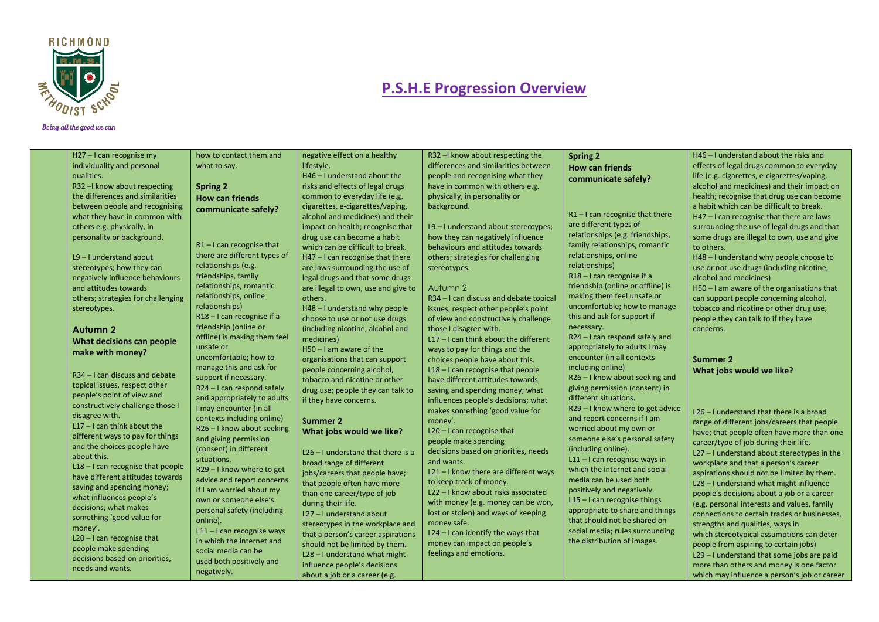# P.S.H.E Progression Overview

| | | | | | | |
|---|---|---|---|---|---|---|
| | H27 – I can recognise my individuality and personal qualities.<br>R32 –I know about respecting the differences and similarities between people and recognising what they have in common with others e.g. physically, in personality or background.<br><br>L9 – I understand about stereotypes; how they can negatively influence behaviours and attitudes towards others; strategies for challenging stereotypes.<br><br>**Autumn 2**<br>**What decisions can people make with money?**<br><br>R34 – I can discuss and debate topical issues, respect other people's point of view and constructively challenge those I disagree with.<br>L17 – I can think about the different ways to pay for things and the choices people have about this.<br>L18 – I can recognise that people have different attitudes towards saving and spending money; what influences people's decisions; what makes something 'good value for money'.<br>L20 – I can recognise that people make spending decisions based on priorities, needs and wants. | how to contact them and what to say.<br><br>**Spring 2**<br>**How can friends communicate safely?**<br><br>R1 – I can recognise that there are different types of relationships (e.g. friendships, family relationships, romantic relationships, online relationships)<br>R18 – I can recognise if a friendship (online or offline) is making them feel unsafe or uncomfortable; how to manage this and ask for support if necessary.<br>R24 – I can respond safely and appropriately to adults I may encounter (in all contexts including online)<br>R26 – I know about seeking and giving permission (consent) in different situations.<br>R29 – I know where to get advice and report concerns if I am worried about my own or someone else's personal safety (including online).<br>L11 – I can recognise ways in which the internet and social media can be used both positively and negatively. | negative effect on a healthy lifestyle.<br>H46 – I understand about the risks and effects of legal drugs common to everyday life (e.g. cigarettes, e-cigarettes/vaping, alcohol and medicines) and their impact on health; recognise that drug use can become a habit which can be difficult to break.<br>H47 – I can recognise that there are laws surrounding the use of legal drugs and that some drugs are illegal to own, use and give to others.<br>H48 – I understand why people choose to use or not use drugs (including nicotine, alcohol and medicines)<br>H50 – I am aware of the organisations that can support people concerning alcohol, tobacco and nicotine or other drug use; people they can talk to if they have concerns.<br><br>**Summer 2**<br>**What jobs would we like?**<br><br>L26 – I understand that there is a broad range of different jobs/careers that people have; that people often have more than one career/type of job during their life.<br>L27 – I understand about stereotypes in the workplace and that a person's career aspirations should not be limited by them.<br>L28 – I understand what might influence people's decisions about a job or a career (e.g. | R32 –I know about respecting the differences and similarities between people and recognising what they have in common with others e.g. physically, in personality or background.<br><br>L9 – I understand about stereotypes; how they can negatively influence behaviours and attitudes towards others; strategies for challenging stereotypes.<br><br>Autumn 2<br>R34 – I can discuss and debate topical issues, respect other people's point of view and constructively challenge those I disagree with.<br>L17 – I can think about the different ways to pay for things and the choices people have about this.<br>L18 – I can recognise that people have different attitudes towards saving and spending money; what influences people's decisions; what makes something 'good value for money'.<br>L20 – I can recognise that people make spending decisions based on priorities, needs and wants.<br>L21 – I know there are different ways to keep track of money.<br>L22 – I know about risks associated with money (e.g. money can be won, lost or stolen) and ways of keeping money safe.<br>L24 – I can identify the ways that money can impact on people's feelings and emotions. | **Spring 2**<br>**How can friends communicate safely?**<br><br>R1 – I can recognise that there are different types of relationships (e.g. friendships, family relationships, romantic relationships, online relationships)<br>R18 – I can recognise if a friendship (online or offline) is making them feel unsafe or uncomfortable; how to manage this and ask for support if necessary.<br>R24 – I can respond safely and appropriately to adults I may encounter (in all contexts including online)<br>R26 – I know about seeking and giving permission (consent) in different situations.<br>R29 – I know where to get advice and report concerns if I am worried about my own or someone else's personal safety (including online).<br>L11 – I can recognise ways in which the internet and social media can be used both positively and negatively.<br>L15 – I can recognise things appropriate to share and things that should not be shared on social media; rules surrounding the distribution of images. | H46 – I understand about the risks and effects of legal drugs common to everyday life (e.g. cigarettes, e-cigarettes/vaping, alcohol and medicines) and their impact on health; recognise that drug use can become a habit which can be difficult to break.<br>H47 – I can recognise that there are laws surrounding the use of legal drugs and that some drugs are illegal to own, use and give to others.<br>H48 – I understand why people choose to use or not use drugs (including nicotine, alcohol and medicines)<br>H50 – I am aware of the organisations that can support people concerning alcohol, tobacco and nicotine or other drug use; people they can talk to if they have concerns.<br><br>**Summer 2**<br>**What jobs would we like?**<br><br>L26 – I understand that there is a broad range of different jobs/careers that people have; that people often have more than one career/type of job during their life.<br>L27 – I understand about stereotypes in the workplace and that a person's career aspirations should not be limited by them.<br>L28 – I understand what might influence people's decisions about a job or a career (e.g. personal interests and values, family connections to certain trades or businesses, strengths and qualities, ways in which stereotypical assumptions can deter people from aspiring to certain jobs)<br>L29 – I understand that some jobs are paid more than others and money is one factor which may influence a person's job or career |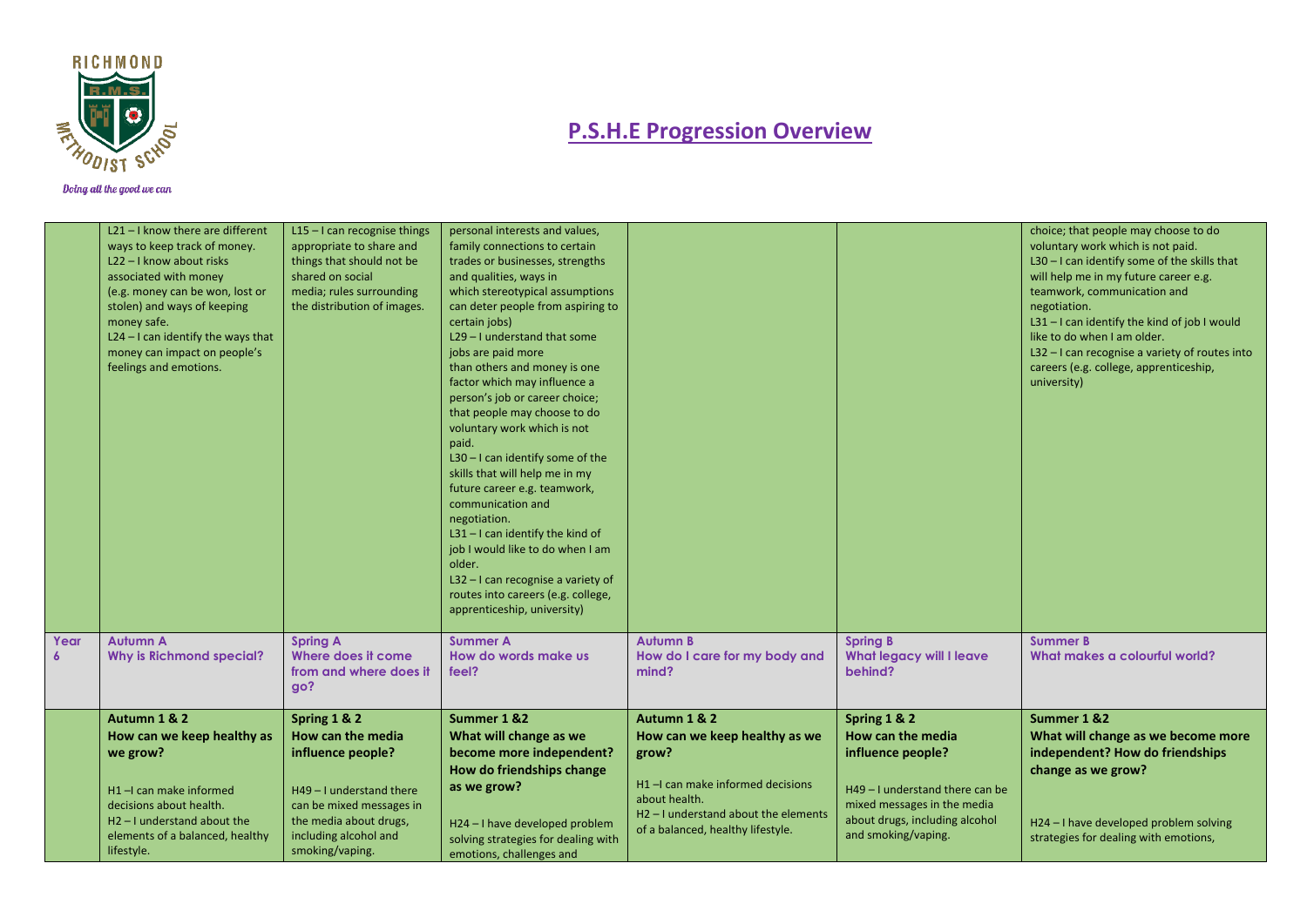# P.S.H.E Progression Overview

| | | | | | | |
|---|---|---|---|---|---|---|
| | L21 – I know there are different ways to keep track of money.<br>L22 – I know about risks associated with money (e.g. money can be won, lost or stolen) and ways of keeping money safe.<br>L24 – I can identify the ways that money can impact on people's feelings and emotions. | L15 – I can recognise things appropriate to share and things that should not be shared on social media; rules surrounding the distribution of images. | personal interests and values, family connections to certain trades or businesses, strengths and qualities, ways in which stereotypical assumptions can deter people from aspiring to certain jobs)<br>L29 – I understand that some jobs are paid more than others and money is one factor which may influence a person's job or career choice; that people may choose to do voluntary work which is not paid.<br>L30 – I can identify some of the skills that will help me in my future career e.g. teamwork, communication and negotiation.<br>L31 – I can identify the kind of job I would like to do when I am older.<br>L32 – I can recognise a variety of routes into careers (e.g. college, apprenticeship, university) | | | choice; that people may choose to do voluntary work which is not paid.<br>L30 – I can identify some of the skills that will help me in my future career e.g. teamwork, communication and negotiation.<br>L31 – I can identify the kind of job I would like to do when I am older.<br>L32 – I can recognise a variety of routes into careers (e.g. college, apprenticeship, university) |
| **Year 6** | **Autumn A**<br>**Why is Richmond special?** | **Spring A**<br>**Where does it come from and where does it go?** | **Summer A**<br>**How do words make us feel?** | **Autumn B**<br>**How do I care for my body and mind?** | **Spring B**<br>**What legacy will I leave behind?** | **Summer B**<br>**What makes a colourful world?** |
| | **Autumn 1 & 2**<br>**How can we keep healthy as we grow?**<br><br>H1 –I can make informed decisions about health.<br>H2 – I understand about the elements of a balanced, healthy lifestyle. | **Spring 1 & 2**<br>**How can the media influence people?**<br><br>H49 – I understand there can be mixed messages in the media about drugs, including alcohol and smoking/vaping. | **Summer 1 &2**<br>**What will change as we become more independent? How do friendships change as we grow?**<br><br>H24 – I have developed problem solving strategies for dealing with emotions, challenges and | **Autumn 1 & 2**<br>**How can we keep healthy as we grow?**<br><br>H1 –I can make informed decisions about health.<br>H2 – I understand about the elements of a balanced, healthy lifestyle. | **Spring 1 & 2**<br>**How can the media influence people?**<br><br>H49 – I understand there can be mixed messages in the media about drugs, including alcohol and smoking/vaping. | **Summer 1 &2**<br>**What will change as we become more independent? How do friendships change as we grow?**<br><br>H24 – I have developed problem solving strategies for dealing with emotions, |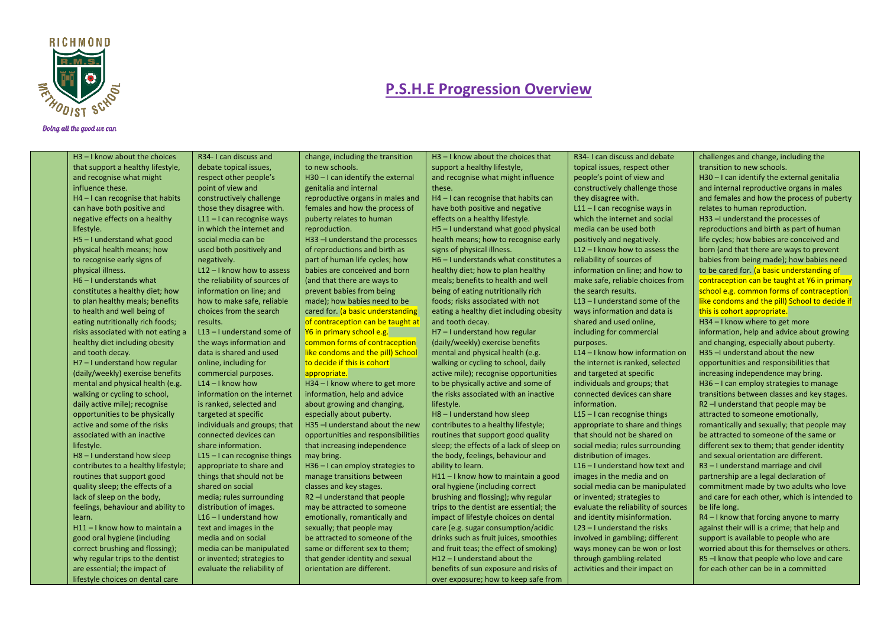# P.S.H.E Progression Overview

| | | | | | | |
|---|---|---|---|---|---|---|
| | H3 – I know about the choices that support a healthy lifestyle, and recognise what might influence these.<br>H4 – I can recognise that habits can have both positive and negative effects on a healthy lifestyle.<br>H5 – I understand what good physical health means; how to recognise early signs of physical illness.<br>H6 – I understands what constitutes a healthy diet; how to plan healthy meals; benefits to health and well being of eating nutritionally rich foods; risks associated with not eating a healthy diet including obesity and tooth decay.<br>H7 – I understand how regular (daily/weekly) exercise benefits mental and physical health (e.g. walking or cycling to school, daily active mile); recognise opportunities to be physically active and some of the risks associated with an inactive lifestyle.<br>H8 – I understand how sleep contributes to a healthy lifestyle; routines that support good quality sleep; the effects of a lack of sleep on the body, feelings, behaviour and ability to learn.<br>H11 – I know how to maintain a good oral hygiene (including correct brushing and flossing); why regular trips to the dentist are essential; the impact of lifestyle choices on dental care | R34- I can discuss and debate topical issues, respect other people's point of view and constructively challenge those they disagree with.<br>L11 – I can recognise ways in which the internet and social media can be used both positively and negatively.<br>L12 – I know how to assess the reliability of sources of information on line; and how to make safe, reliable choices from the search results.<br>L13 – I understand some of the ways information and data is shared and used online, including for commercial purposes.<br>L14 – I know how information on the internet is ranked, selected and targeted at specific individuals and groups; that connected devices can share information.<br>L15 – I can recognise things appropriate to share and things that should not be shared on social media; rules surrounding distribution of images.<br>L16 – I understand how text and images in the media and on social media can be manipulated or invented; strategies to evaluate the reliability of | change, including the transition to new schools.<br>H30 – I can identify the external genitalia and internal reproductive organs in males and females and how the process of puberty relates to human reproduction.<br>H33 –I understand the processes of reproductions and birth as part of human life cycles; how babies are conceived and born (and that there are ways to prevent babies from being made); how babies need to be cared for. (a basic understanding of contraception can be taught at Y6 in primary school e.g. common forms of contraception like condoms and the pill) School to decide if this is cohort appropriate.<br>H34 – I know where to get more information, help and advice about growing and changing, especially about puberty.<br>H35 –I understand about the new opportunities and responsibilities that increasing independence may bring.<br>H36 – I can employ strategies to manage transitions between classes and key stages.<br>R2 –I understand that people may be attracted to someone emotionally, romantically and sexually; that people may be attracted to someone of the same or different sex to them; that gender identity and sexual orientation are different. | H3 – I know about the choices that support a healthy lifestyle, and recognise what might influence these.<br>H4 – I can recognise that habits can have both positive and negative effects on a healthy lifestyle.<br>H5 – I understand what good physical health means; how to recognise early signs of physical illness.<br>H6 – I understands what constitutes a healthy diet; how to plan healthy meals; benefits to health and well being of eating nutritionally rich foods; risks associated with not eating a healthy diet including obesity and tooth decay.<br>H7 – I understand how regular (daily/weekly) exercise benefits mental and physical health (e.g. walking or cycling to school, daily active mile); recognise opportunities to be physically active and some of the risks associated with an inactive lifestyle.<br>H8 – I understand how sleep contributes to a healthy lifestyle; routines that support good quality sleep; the effects of a lack of sleep on the body, feelings, behaviour and ability to learn.<br>H11 – I know how to maintain a good oral hygiene (including correct brushing and flossing); why regular trips to the dentist are essential; the impact of lifestyle choices on dental care (e.g. sugar consumption/acidic drinks such as fruit juices, smoothies and fruit teas; the effect of smoking)<br>H12 – I understand about the benefits of sun exposure and risks of over exposure; how to keep safe from | R34- I can discuss and debate topical issues, respect other people's point of view and constructively challenge those they disagree with.<br>L11 – I can recognise ways in which the internet and social media can be used both positively and negatively.<br>L12 – I know how to assess the reliability of sources of information on line; and how to make safe, reliable choices from the search results.<br>L13 – I understand some of the ways information and data is shared and used online, including for commercial purposes.<br>L14 – I know how information on the internet is ranked, selected and targeted at specific individuals and groups; that connected devices can share information.<br>L15 – I can recognise things appropriate to share and things that should not be shared on social media; rules surrounding distribution of images.<br>L16 – I understand how text and images in the media and on social media can be manipulated or invented; strategies to evaluate the reliability of sources and identity misinformation.<br>L23 – I understand the risks involved in gambling; different ways money can be won or lost through gambling-related activities and their impact on | challenges and change, including the transition to new schools.<br>H30 – I can identify the external genitalia and internal reproductive organs in males and females and how the process of puberty relates to human reproduction.<br>H33 –I understand the processes of reproductions and birth as part of human life cycles; how babies are conceived and born (and that there are ways to prevent babies from being made); how babies need to be cared for. (a basic understanding of contraception can be taught at Y6 in primary school e.g. common forms of contraception like condoms and the pill) School to decide if this is cohort appropriate.<br>H34 – I know where to get more information, help and advice about growing and changing, especially about puberty.<br>H35 –I understand about the new opportunities and responsibilities that increasing independence may bring.<br>H36 – I can employ strategies to manage transitions between classes and key stages.<br>R2 –I understand that people may be attracted to someone emotionally, romantically and sexually; that people may be attracted to someone of the same or different sex to them; that gender identity and sexual orientation are different.<br>R3 – I understand marriage and civil partnership are a legal declaration of commitment made by two adults who love and care for each other, which is intended to be life long.<br>R4 – I know that forcing anyone to marry against their will is a crime; that help and support is available to people who are worried about this for themselves or others.<br>R5 –I know that people who love and care for each other can be in a committed |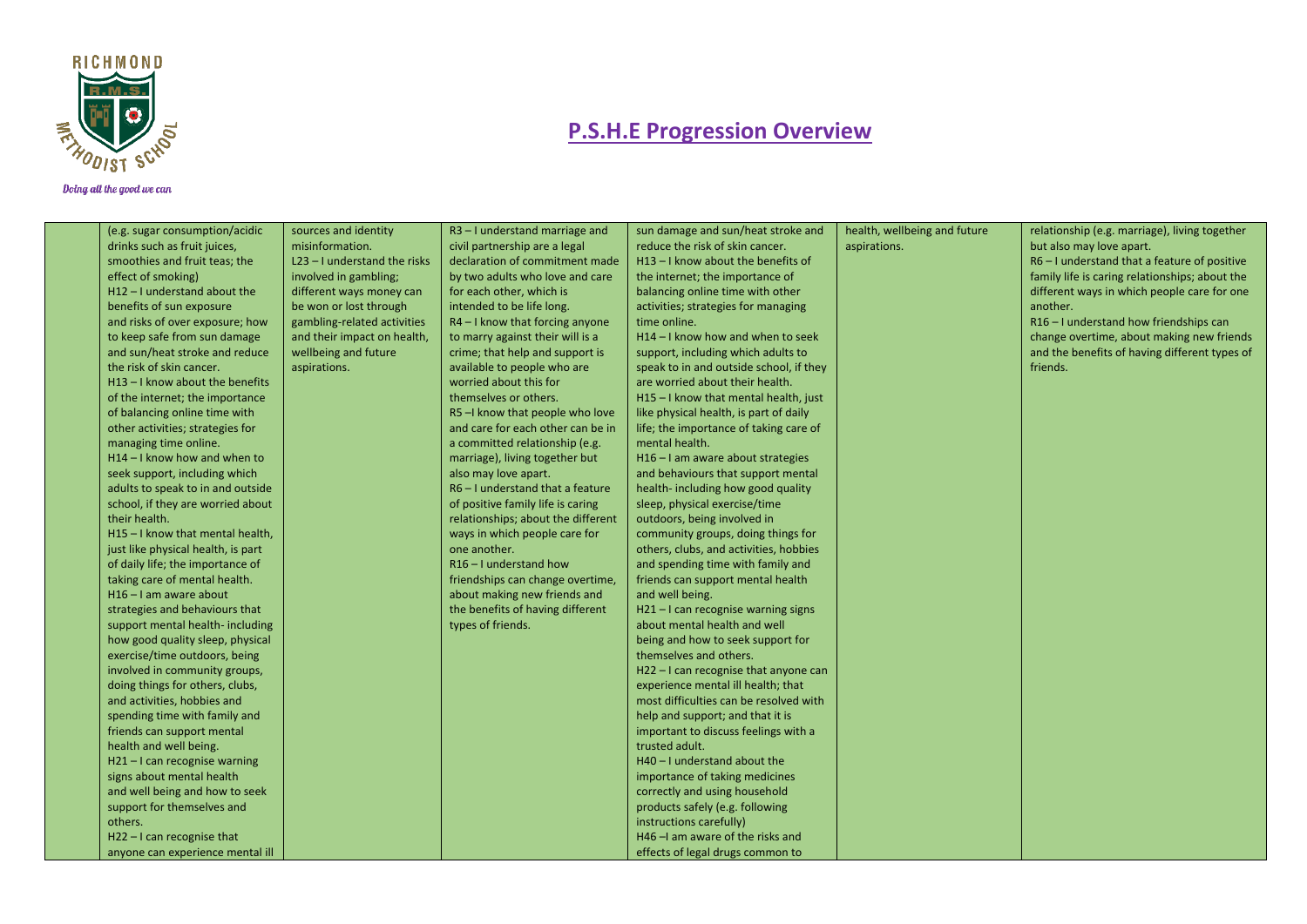# P.S.H.E Progression Overview

| | | | | | | |
|---|---|---|---|---|---|---|
| | (e.g. sugar consumption/acidic drinks such as fruit juices, smoothies and fruit teas; the effect of smoking)<br>H12 – I understand about the benefits of sun exposure and risks of over exposure; how to keep safe from sun damage and sun/heat stroke and reduce the risk of skin cancer.<br>H13 – I know about the benefits of the internet; the importance of balancing online time with other activities; strategies for managing time online.<br>H14 – I know how and when to seek support, including which adults to speak to in and outside school, if they are worried about their health.<br>H15 – I know that mental health, just like physical health, is part of daily life; the importance of taking care of mental health.<br>H16 – I am aware about strategies and behaviours that support mental health- including how good quality sleep, physical exercise/time outdoors, being involved in community groups, doing things for others, clubs, and activities, hobbies and spending time with family and friends can support mental health and well being.<br>H21 – I can recognise warning signs about mental health and well being and how to seek support for themselves and others.<br>H22 – I can recognise that anyone can experience mental ill | sources and identity misinformation.<br>L23 – I understand the risks involved in gambling; different ways money can be won or lost through gambling-related activities and their impact on health, wellbeing and future aspirations. | R3 – I understand marriage and civil partnership are a legal declaration of commitment made by two adults who love and care for each other, which is intended to be life long.<br>R4 – I know that forcing anyone to marry against their will is a crime; that help and support is available to people who are worried about this for themselves or others.<br>R5 –I know that people who love and care for each other can be in a committed relationship (e.g. marriage), living together but also may love apart.<br>R6 – I understand that a feature of positive family life is caring relationships; about the different ways in which people care for one another.<br>R16 – I understand how friendships can change overtime, about making new friends and the benefits of having different types of friends. | sun damage and sun/heat stroke and reduce the risk of skin cancer.<br>H13 – I know about the benefits of the internet; the importance of balancing online time with other activities; strategies for managing time online.<br>H14 – I know how and when to seek support, including which adults to speak to in and outside school, if they are worried about their health.<br>H15 – I know that mental health, just like physical health, is part of daily life; the importance of taking care of mental health.<br>H16 – I am aware about strategies and behaviours that support mental health- including how good quality sleep, physical exercise/time outdoors, being involved in community groups, doing things for others, clubs, and activities, hobbies and spending time with family and friends can support mental health and well being.<br>H21 – I can recognise warning signs about mental health and well being and how to seek support for themselves and others.<br>H22 – I can recognise that anyone can experience mental ill health; that most difficulties can be resolved with help and support; and that it is important to discuss feelings with a trusted adult.<br>H40 – I understand about the importance of taking medicines correctly and using household products safely (e.g. following instructions carefully)<br>H46 –I am aware of the risks and effects of legal drugs common to | health, wellbeing and future aspirations. | relationship (e.g. marriage), living together but also may love apart.<br>R6 – I understand that a feature of positive family life is caring relationships; about the different ways in which people care for one another.<br>R16 – I understand how friendships can change overtime, about making new friends and the benefits of having different types of friends. |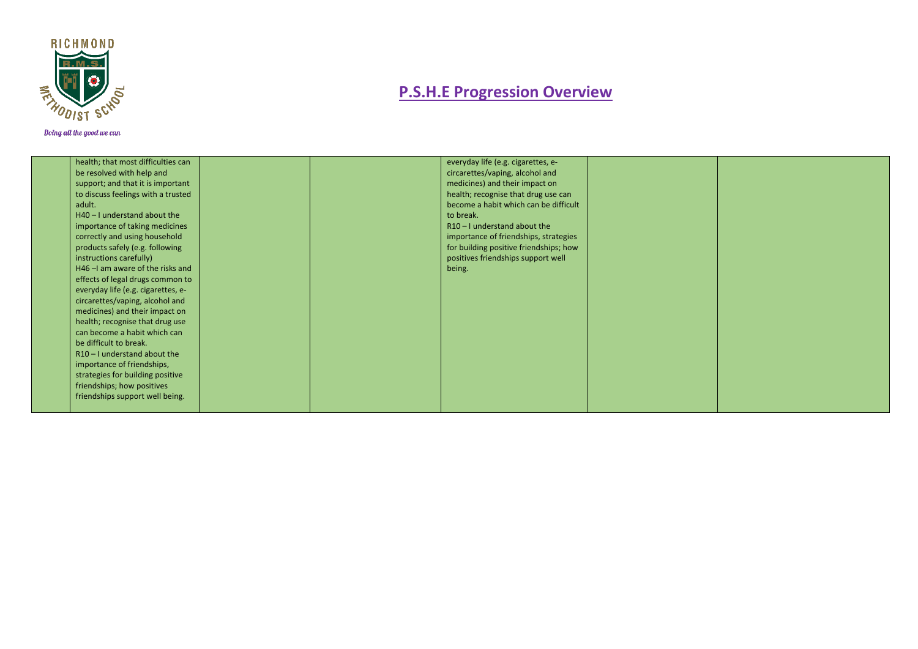| | | | | | | |
|---|---|---|---|---|---|---|
| | health; that most difficulties can be resolved with help and support; and that it is important to discuss feelings with a trusted adult.<br>H40 – I understand about the importance of taking medicines correctly and using household products safely (e.g. following instructions carefully)<br>H46 –I am aware of the risks and effects of legal drugs common to everyday life (e.g. cigarettes, e-circarettes/vaping, alcohol and medicines) and their impact on health; recognise that drug use can become a habit which can be difficult to break.<br>R10 – I understand about the importance of friendships, strategies for building positive friendships; how positives friendships support well being. | | | everyday life (e.g. cigarettes, e-circarettes/vaping, alcohol and medicines) and their impact on health; recognise that drug use can become a habit which can be difficult to break.<br>R10 – I understand about the importance of friendships, strategies for building positive friendships; how positives friendships support well being. | | |